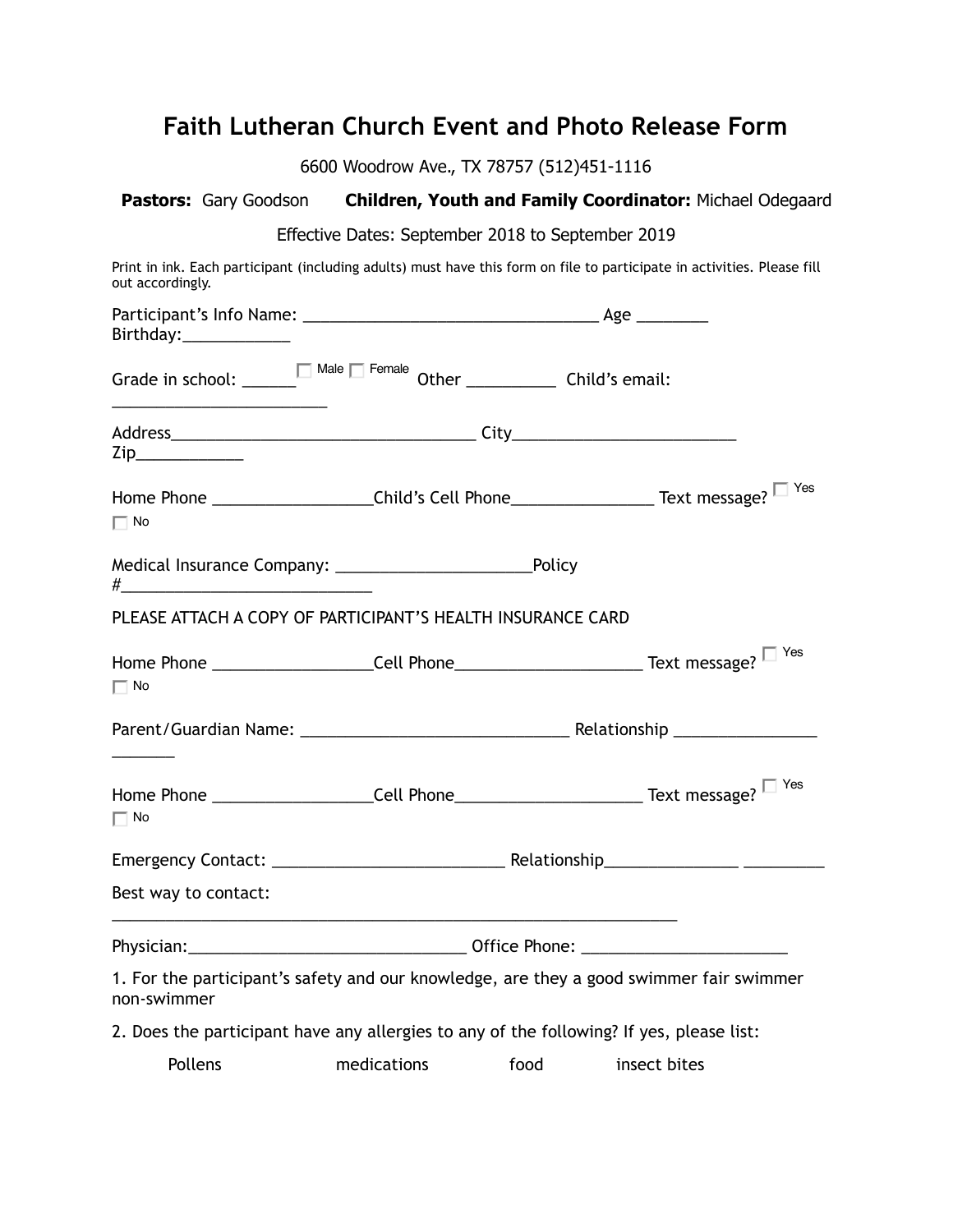# Faith Lutheran Church Event and Photo Release Form

6600 Woodrow Ave., TX 78757 (512)451-1116

**Pastors:** Gary Goodson **Children, Youth and Family Coordinator:** Michael Odegaard

Effective Dates: September 2018 to September 2019

Print in ink. Each participant (including adults) must have this form on file to participate in activities. Please fill out accordingly.

Participant's Info Name: _________________________________ Age ________ Birthday:____________

Grade in school: ______ ☐ Male ☐ Female Other __________ Child's email: ________________________

Address__________________________________ City_________________________ Zip____________

Home Phone _________________Child's Cell Phone________________ Text message? ☐ Yes ☐ No

Medical Insurance Company: ______________________Policy #____________________________

PLEASE ATTACH A COPY OF PARTICIPANT'S HEALTH INSURANCE CARD

Home Phone _________________Cell Phone_____________________ Text message? ☐ Yes ☐ No

Parent/Guardian Name: ______________________________ Relationship ________________ _______

Home Phone _________________Cell Phone_____________________ Text message? ☐ Yes ☐ No

Emergency Contact: __________________________ Relationship_______________ _________

Best way to contact: _______________________________________________________________

Physician:_______________________________ Office Phone: ______________________

1. For the participant's safety and our knowledge, are they a good swimmer fair swimmer non-swimmer

2. Does the participant have any allergies to any of the following? If yes, please list:

Pollens medications food insect bites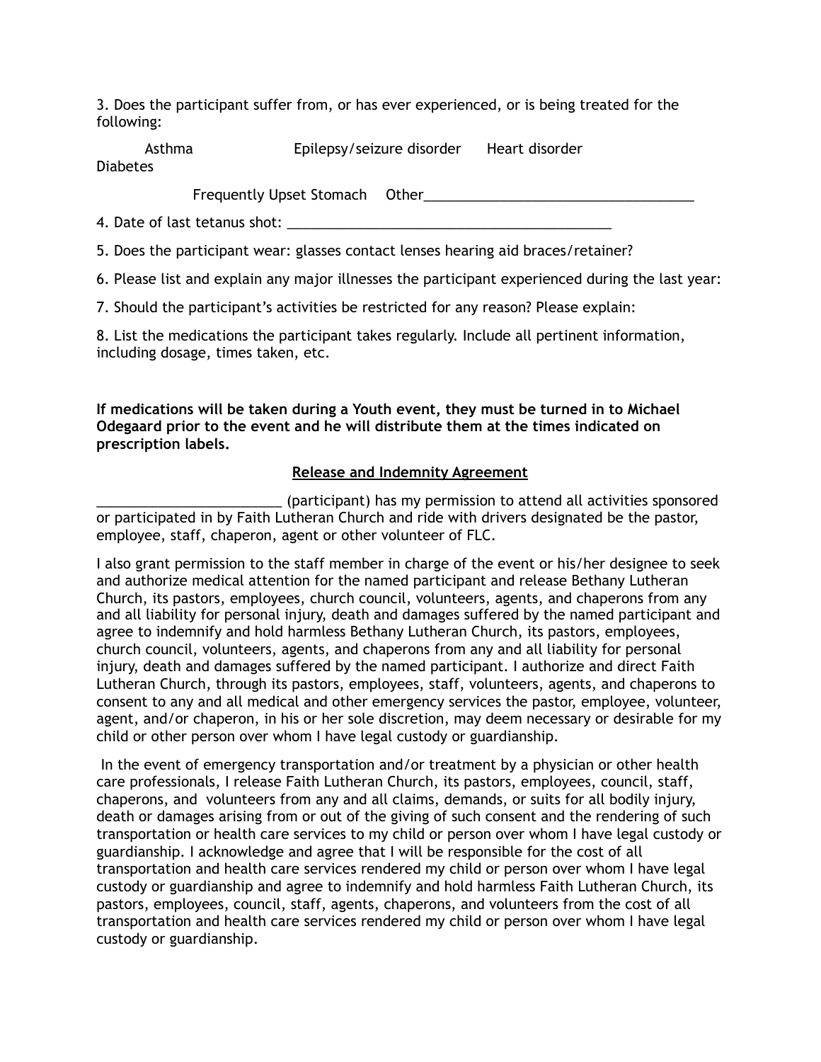3. Does the participant suffer from, or has ever experienced, or is being treated for the following:

Asthma  Epilepsy/seizure disorder  Heart disorder  Diabetes

Frequently Upset Stomach  Other___________________________________

4. Date of last tetanus shot: ___________________________________________

5. Does the participant wear: glasses contact lenses hearing aid braces/retainer?

6. Please list and explain any major illnesses the participant experienced during the last year:

7. Should the participant's activities be restricted for any reason? Please explain:

8. List the medications the participant takes regularly. Include all pertinent information, including dosage, times taken, etc.

**If medications will be taken during a Youth event, they must be turned in to Michael Odegaard prior to the event and he will distribute them at the times indicated on prescription labels.**

## Release and Indemnity Agreement

________________________ (participant) has my permission to attend all activities sponsored or participated in by Faith Lutheran Church and ride with drivers designated be the pastor, employee, staff, chaperon, agent or other volunteer of FLC.

I also grant permission to the staff member in charge of the event or his/her designee to seek and authorize medical attention for the named participant and release Bethany Lutheran Church, its pastors, employees, church council, volunteers, agents, and chaperons from any and all liability for personal injury, death and damages suffered by the named participant and agree to indemnify and hold harmless Bethany Lutheran Church, its pastors, employees, church council, volunteers, agents, and chaperons from any and all liability for personal injury, death and damages suffered by the named participant. I authorize and direct Faith Lutheran Church, through its pastors, employees, staff, volunteers, agents, and chaperons to consent to any and all medical and other emergency services the pastor, employee, volunteer, agent, and/or chaperon, in his or her sole discretion, may deem necessary or desirable for my child or other person over whom I have legal custody or guardianship.

In the event of emergency transportation and/or treatment by a physician or other health care professionals, I release Faith Lutheran Church, its pastors, employees, council, staff, chaperons, and volunteers from any and all claims, demands, or suits for all bodily injury, death or damages arising from or out of the giving of such consent and the rendering of such transportation or health care services to my child or person over whom I have legal custody or guardianship. I acknowledge and agree that I will be responsible for the cost of all transportation and health care services rendered my child or person over whom I have legal custody or guardianship and agree to indemnify and hold harmless Faith Lutheran Church, its pastors, employees, council, staff, agents, chaperons, and volunteers from the cost of all transportation and health care services rendered my child or person over whom I have legal custody or guardianship.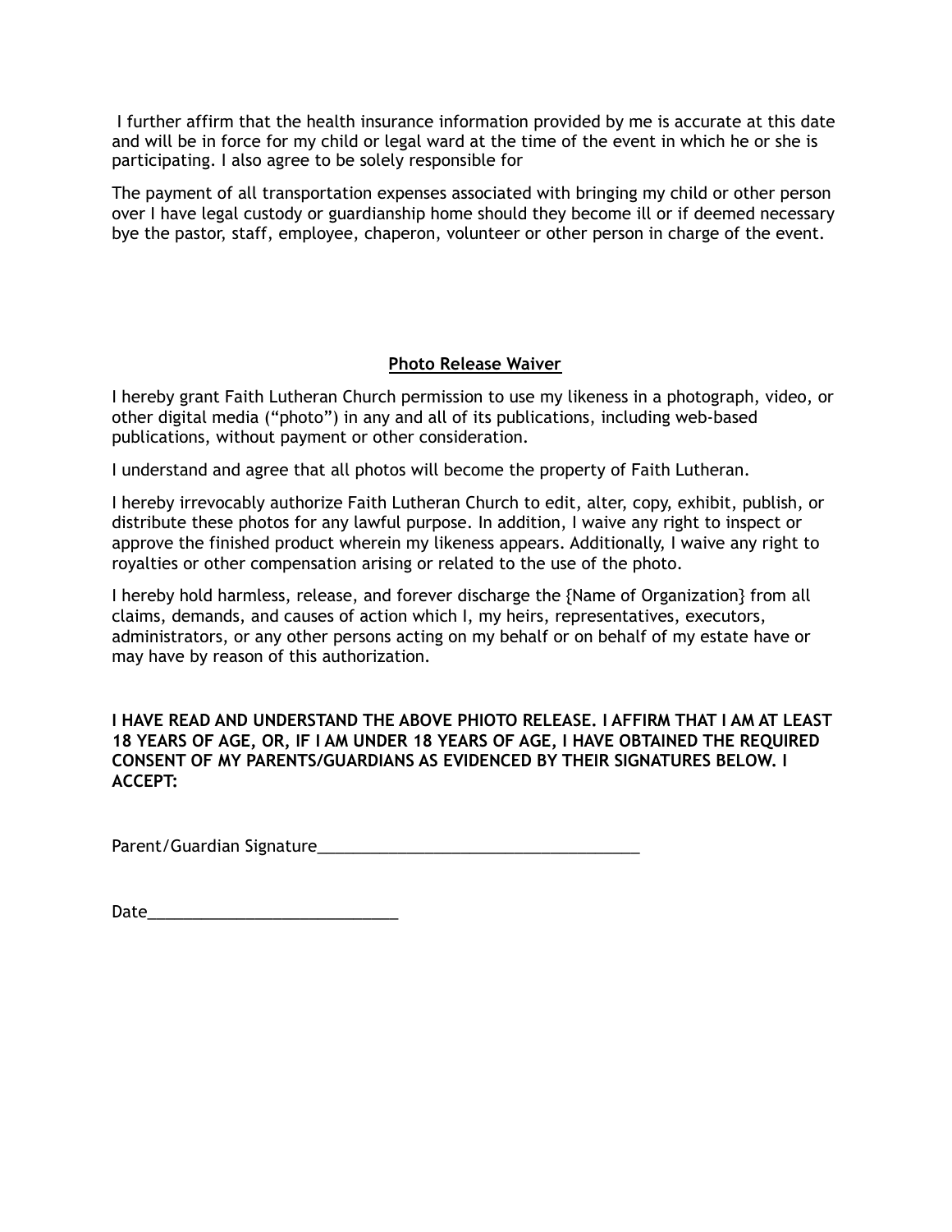I further affirm that the health insurance information provided by me is accurate at this date and will be in force for my child or legal ward at the time of the event in which he or she is participating. I also agree to be solely responsible for

The payment of all transportation expenses associated with bringing my child or other person over I have legal custody or guardianship home should they become ill or if deemed necessary bye the pastor, staff, employee, chaperon, volunteer or other person in charge of the event.

## Photo Release Waiver

I hereby grant Faith Lutheran Church permission to use my likeness in a photograph, video, or other digital media ("photo") in any and all of its publications, including web-based publications, without payment or other consideration.

I understand and agree that all photos will become the property of Faith Lutheran.

I hereby irrevocably authorize Faith Lutheran Church to edit, alter, copy, exhibit, publish, or distribute these photos for any lawful purpose. In addition, I waive any right to inspect or approve the finished product wherein my likeness appears. Additionally, I waive any right to royalties or other compensation arising or related to the use of the photo.

I hereby hold harmless, release, and forever discharge the {Name of Organization} from all claims, demands, and causes of action which I, my heirs, representatives, executors, administrators, or any other persons acting on my behalf or on behalf of my estate have or may have by reason of this authorization.

**I HAVE READ AND UNDERSTAND THE ABOVE PHIOTO RELEASE. I AFFIRM THAT I AM AT LEAST 18 YEARS OF AGE, OR, IF I AM UNDER 18 YEARS OF AGE, I HAVE OBTAINED THE REQUIRED CONSENT OF MY PARENTS/GUARDIANS AS EVIDENCED BY THEIR SIGNATURES BELOW. I ACCEPT:**

Parent/Guardian Signature_____________________________________

Date____________________________